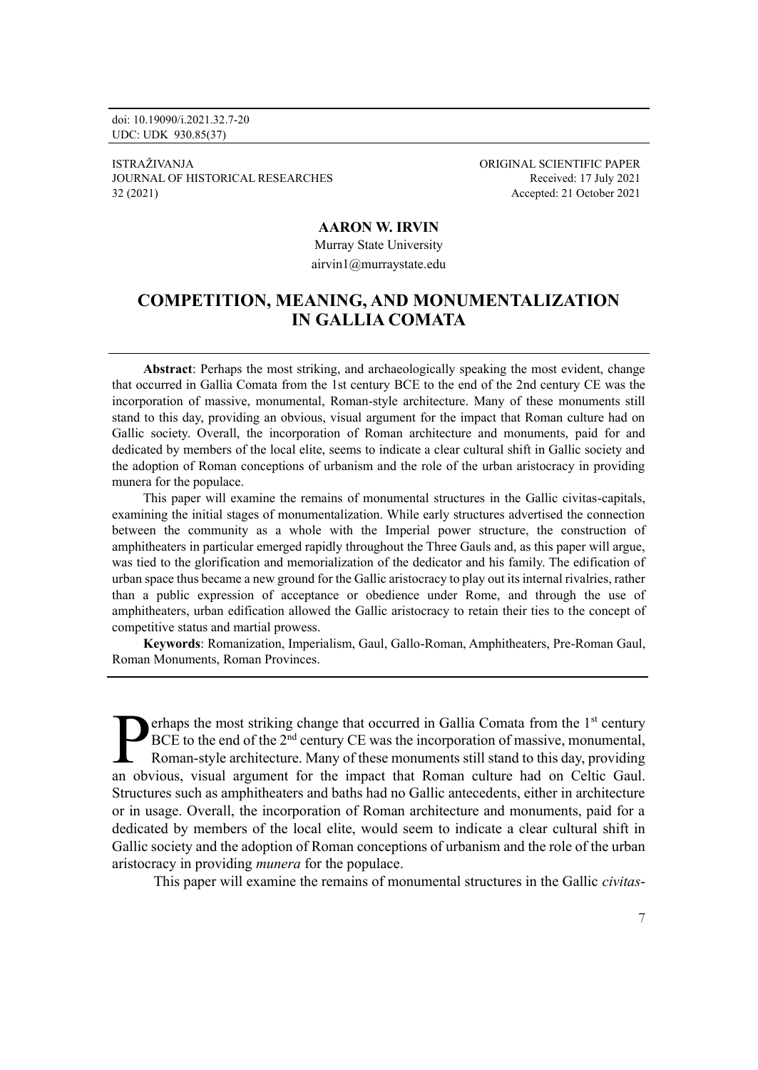doi: 10.19090/i.2021.32.7-20
UDC: UDK 930.85(37)

ISTRAŽIVANJA
JOURNAL OF HISTORICAL RESEARCHES
32 (2021)

ORIGINAL SCIENTIFIC PAPER
Received: 17 July 2021
Accepted: 21 October 2021

**AARON W. IRVIN**

Murray State University

airvin1@murraystate.edu

# COMPETITION, MEANING, AND MONUMENTALIZATION IN GALLIA COMATA

**Abstract**: Perhaps the most striking, and archaeologically speaking the most evident, change that occurred in Gallia Comata from the 1st century BCE to the end of the 2nd century CE was the incorporation of massive, monumental, Roman-style architecture. Many of these monuments still stand to this day, providing an obvious, visual argument for the impact that Roman culture had on Gallic society. Overall, the incorporation of Roman architecture and monuments, paid for and dedicated by members of the local elite, seems to indicate a clear cultural shift in Gallic society and the adoption of Roman conceptions of urbanism and the role of the urban aristocracy in providing munera for the populace.

This paper will examine the remains of monumental structures in the Gallic civitas-capitals, examining the initial stages of monumentalization. While early structures advertised the connection between the community as a whole with the Imperial power structure, the construction of amphitheaters in particular emerged rapidly throughout the Three Gauls and, as this paper will argue, was tied to the glorification and memorialization of the dedicator and his family. The edification of urban space thus became a new ground for the Gallic aristocracy to play out its internal rivalries, rather than a public expression of acceptance or obedience under Rome, and through the use of amphitheaters, urban edification allowed the Gallic aristocracy to retain their ties to the concept of competitive status and martial prowess.

**Keywords**: Romanization, Imperialism, Gaul, Gallo-Roman, Amphitheaters, Pre-Roman Gaul, Roman Monuments, Roman Provinces.

Perhaps the most striking change that occurred in Gallia Comata from the 1st century BCE to the end of the 2nd century CE was the incorporation of massive, monumental, Roman-style architecture. Many of these monuments still stand to this day, providing an obvious, visual argument for the impact that Roman culture had on Celtic Gaul. Structures such as amphitheaters and baths had no Gallic antecedents, either in architecture or in usage. Overall, the incorporation of Roman architecture and monuments, paid for a dedicated by members of the local elite, would seem to indicate a clear cultural shift in Gallic society and the adoption of Roman conceptions of urbanism and the role of the urban aristocracy in providing *munera* for the populace.

This paper will examine the remains of monumental structures in the Gallic *civitas*-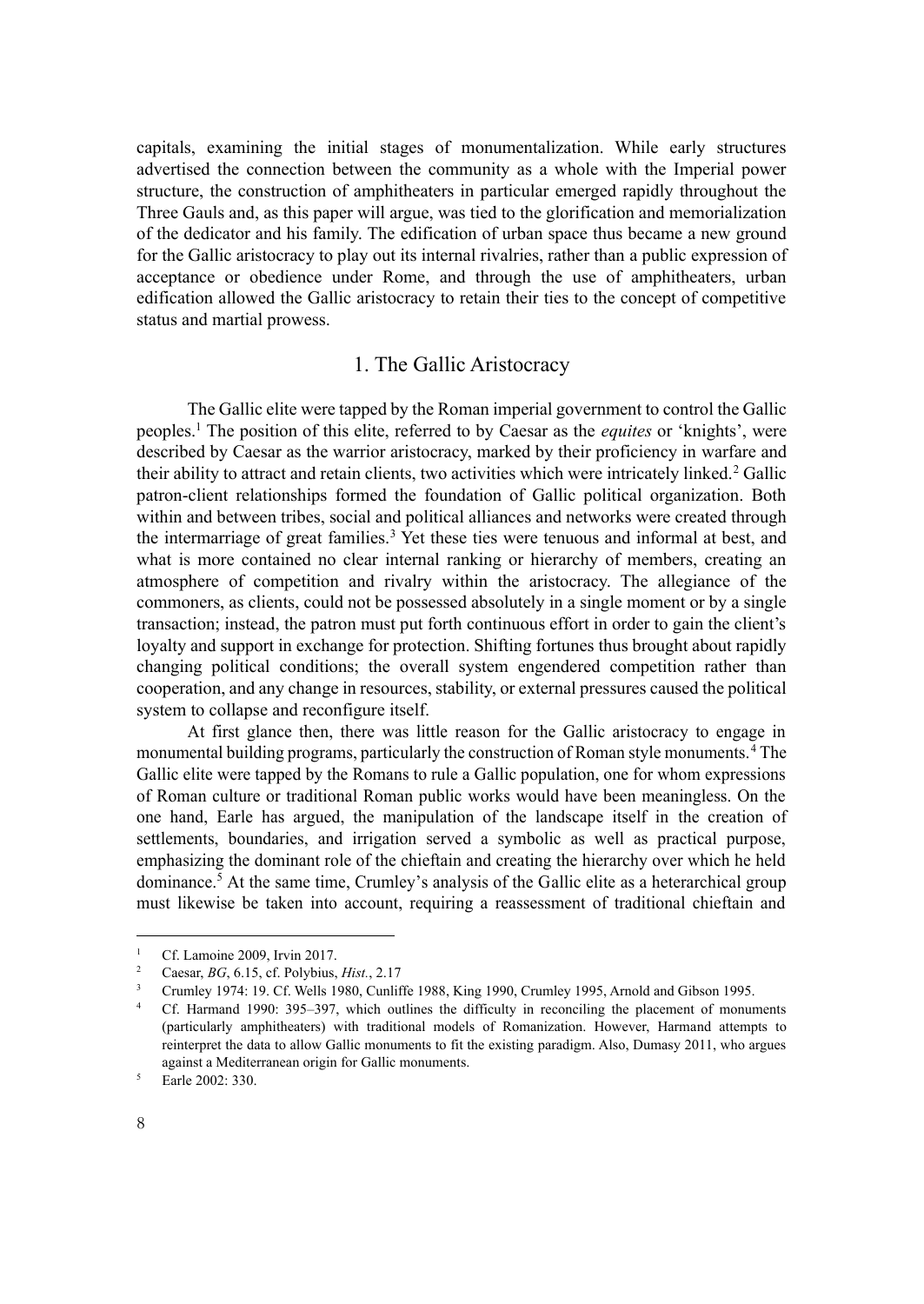capitals, examining the initial stages of monumentalization. While early structures advertised the connection between the community as a whole with the Imperial power structure, the construction of amphitheaters in particular emerged rapidly throughout the Three Gauls and, as this paper will argue, was tied to the glorification and memorialization of the dedicator and his family. The edification of urban space thus became a new ground for the Gallic aristocracy to play out its internal rivalries, rather than a public expression of acceptance or obedience under Rome, and through the use of amphitheaters, urban edification allowed the Gallic aristocracy to retain their ties to the concept of competitive status and martial prowess.

## 1. The Gallic Aristocracy

The Gallic elite were tapped by the Roman imperial government to control the Gallic peoples.[1] The position of this elite, referred to by Caesar as the *equites* or 'knights', were described by Caesar as the warrior aristocracy, marked by their proficiency in warfare and their ability to attract and retain clients, two activities which were intricately linked.[2] Gallic patron-client relationships formed the foundation of Gallic political organization. Both within and between tribes, social and political alliances and networks were created through the intermarriage of great families.[3] Yet these ties were tenuous and informal at best, and what is more contained no clear internal ranking or hierarchy of members, creating an atmosphere of competition and rivalry within the aristocracy. The allegiance of the commoners, as clients, could not be possessed absolutely in a single moment or by a single transaction; instead, the patron must put forth continuous effort in order to gain the client's loyalty and support in exchange for protection. Shifting fortunes thus brought about rapidly changing political conditions; the overall system engendered competition rather than cooperation, and any change in resources, stability, or external pressures caused the political system to collapse and reconfigure itself.

At first glance then, there was little reason for the Gallic aristocracy to engage in monumental building programs, particularly the construction of Roman style monuments.[4] The Gallic elite were tapped by the Romans to rule a Gallic population, one for whom expressions of Roman culture or traditional Roman public works would have been meaningless. On the one hand, Earle has argued, the manipulation of the landscape itself in the creation of settlements, boundaries, and irrigation served a symbolic as well as practical purpose, emphasizing the dominant role of the chieftain and creating the hierarchy over which he held dominance.[5] At the same time, Crumley's analysis of the Gallic elite as a heterarchical group must likewise be taken into account, requiring a reassessment of traditional chieftain and

---

[1] Cf. Lamoine 2009, Irvin 2017.

[2] Caesar, *BG*, 6.15, cf. Polybius, *Hist.*, 2.17

[3] Crumley 1974: 19. Cf. Wells 1980, Cunliffe 1988, King 1990, Crumley 1995, Arnold and Gibson 1995.

[4] Cf. Harmand 1990: 395–397, which outlines the difficulty in reconciling the placement of monuments (particularly amphitheaters) with traditional models of Romanization. However, Harmand attempts to reinterpret the data to allow Gallic monuments to fit the existing paradigm. Also, Dumasy 2011, who argues against a Mediterranean origin for Gallic monuments.

[5] Earle 2002: 330.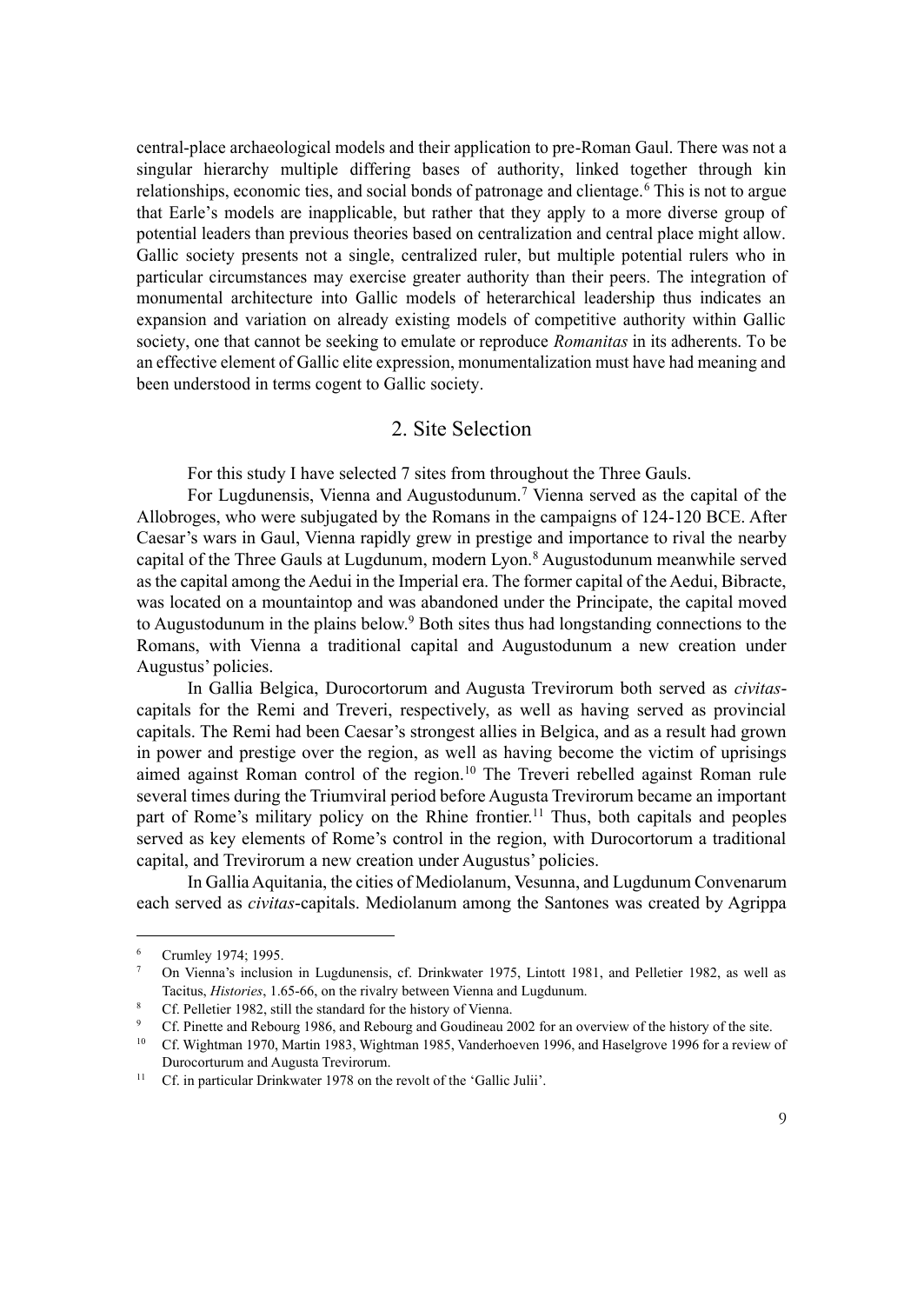central-place archaeological models and their application to pre-Roman Gaul. There was not a singular hierarchy multiple differing bases of authority, linked together through kin relationships, economic ties, and social bonds of patronage and clientage.[6] This is not to argue that Earle's models are inapplicable, but rather that they apply to a more diverse group of potential leaders than previous theories based on centralization and central place might allow. Gallic society presents not a single, centralized ruler, but multiple potential rulers who in particular circumstances may exercise greater authority than their peers. The integration of monumental architecture into Gallic models of heterarchical leadership thus indicates an expansion and variation on already existing models of competitive authority within Gallic society, one that cannot be seeking to emulate or reproduce *Romanitas* in its adherents. To be an effective element of Gallic elite expression, monumentalization must have had meaning and been understood in terms cogent to Gallic society.

## 2. Site Selection

For this study I have selected 7 sites from throughout the Three Gauls.

For Lugdunensis, Vienna and Augustodunum.[7] Vienna served as the capital of the Allobroges, who were subjugated by the Romans in the campaigns of 124-120 BCE. After Caesar's wars in Gaul, Vienna rapidly grew in prestige and importance to rival the nearby capital of the Three Gauls at Lugdunum, modern Lyon.[8] Augustodunum meanwhile served as the capital among the Aedui in the Imperial era. The former capital of the Aedui, Bibracte, was located on a mountaintop and was abandoned under the Principate, the capital moved to Augustodunum in the plains below.[9] Both sites thus had longstanding connections to the Romans, with Vienna a traditional capital and Augustodunum a new creation under Augustus' policies.

In Gallia Belgica, Durocortorum and Augusta Trevirorum both served as *civitas*-capitals for the Remi and Treveri, respectively, as well as having served as provincial capitals. The Remi had been Caesar's strongest allies in Belgica, and as a result had grown in power and prestige over the region, as well as having become the victim of uprisings aimed against Roman control of the region.[10] The Treveri rebelled against Roman rule several times during the Triumviral period before Augusta Trevirorum became an important part of Rome's military policy on the Rhine frontier.[11] Thus, both capitals and peoples served as key elements of Rome's control in the region, with Durocortorum a traditional capital, and Trevirorum a new creation under Augustus' policies.

In Gallia Aquitania, the cities of Mediolanum, Vesunna, and Lugdunum Convenarum each served as *civitas*-capitals. Mediolanum among the Santones was created by Agrippa

---

[6] Crumley 1974; 1995.

[7] On Vienna's inclusion in Lugdunensis, cf. Drinkwater 1975, Lintott 1981, and Pelletier 1982, as well as Tacitus, *Histories*, 1.65-66, on the rivalry between Vienna and Lugdunum.

[8] Cf. Pelletier 1982, still the standard for the history of Vienna.

[9] Cf. Pinette and Rebourg 1986, and Rebourg and Goudineau 2002 for an overview of the history of the site.

[10] Cf. Wightman 1970, Martin 1983, Wightman 1985, Vanderhoeven 1996, and Haselgrove 1996 for a review of Durocortorum and Augusta Trevirorum.

[11] Cf. in particular Drinkwater 1978 on the revolt of the 'Gallic Julii'.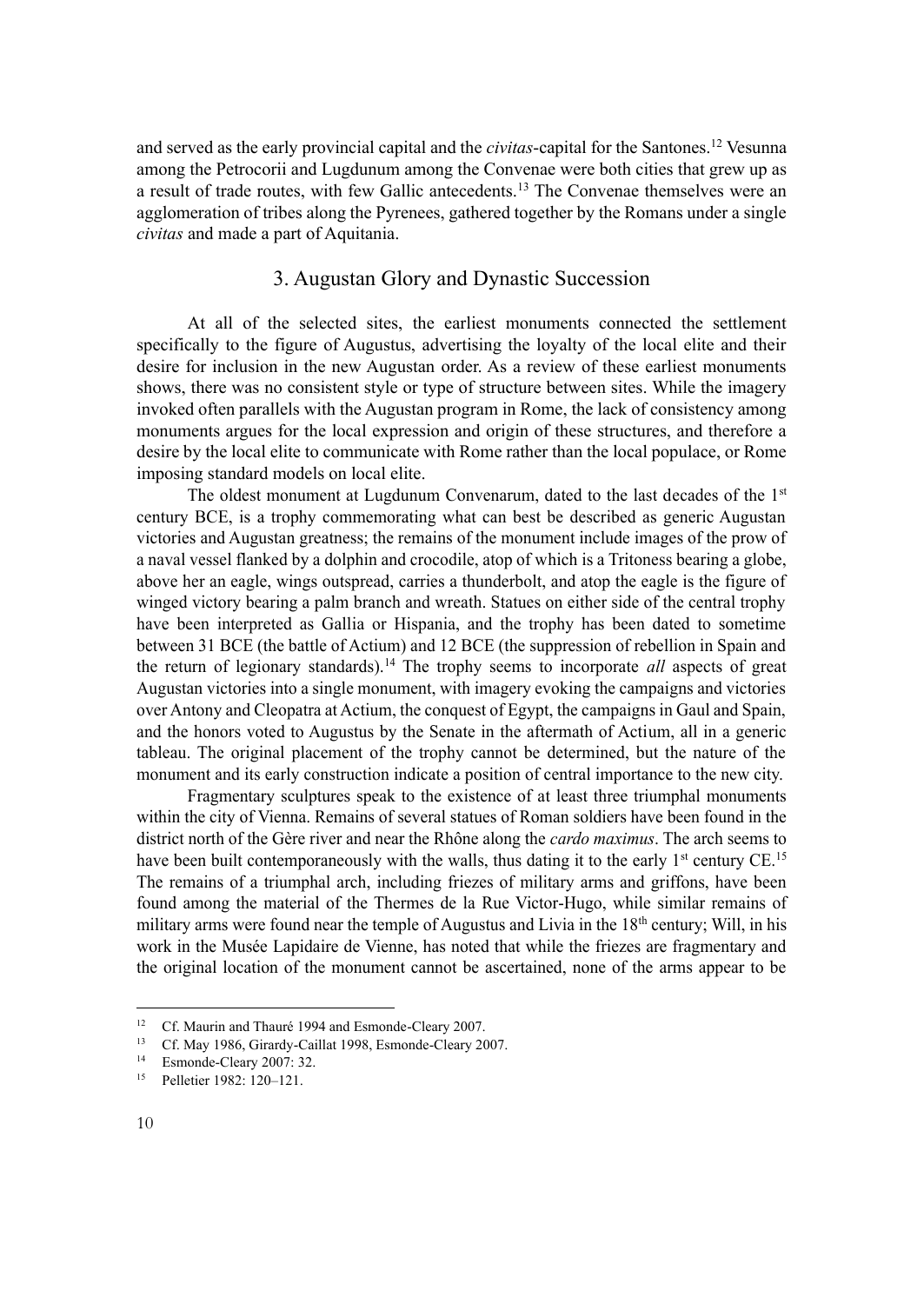and served as the early provincial capital and the *civitas*-capital for the Santones.[12] Vesunna among the Petrocorii and Lugdunum among the Convenae were both cities that grew up as a result of trade routes, with few Gallic antecedents.[13] The Convenae themselves were an agglomeration of tribes along the Pyrenees, gathered together by the Romans under a single *civitas* and made a part of Aquitania.

## 3. Augustan Glory and Dynastic Succession

At all of the selected sites, the earliest monuments connected the settlement specifically to the figure of Augustus, advertising the loyalty of the local elite and their desire for inclusion in the new Augustan order. As a review of these earliest monuments shows, there was no consistent style or type of structure between sites. While the imagery invoked often parallels with the Augustan program in Rome, the lack of consistency among monuments argues for the local expression and origin of these structures, and therefore a desire by the local elite to communicate with Rome rather than the local populace, or Rome imposing standard models on local elite.

The oldest monument at Lugdunum Convenarum, dated to the last decades of the 1st century BCE, is a trophy commemorating what can best be described as generic Augustan victories and Augustan greatness; the remains of the monument include images of the prow of a naval vessel flanked by a dolphin and crocodile, atop of which is a Tritoness bearing a globe, above her an eagle, wings outspread, carries a thunderbolt, and atop the eagle is the figure of winged victory bearing a palm branch and wreath. Statues on either side of the central trophy have been interpreted as Gallia or Hispania, and the trophy has been dated to sometime between 31 BCE (the battle of Actium) and 12 BCE (the suppression of rebellion in Spain and the return of legionary standards).[14] The trophy seems to incorporate *all* aspects of great Augustan victories into a single monument, with imagery evoking the campaigns and victories over Antony and Cleopatra at Actium, the conquest of Egypt, the campaigns in Gaul and Spain, and the honors voted to Augustus by the Senate in the aftermath of Actium, all in a generic tableau. The original placement of the trophy cannot be determined, but the nature of the monument and its early construction indicate a position of central importance to the new city.

Fragmentary sculptures speak to the existence of at least three triumphal monuments within the city of Vienna. Remains of several statues of Roman soldiers have been found in the district north of the Gère river and near the Rhône along the *cardo maximus*. The arch seems to have been built contemporaneously with the walls, thus dating it to the early 1st century CE.[15] The remains of a triumphal arch, including friezes of military arms and griffons, have been found among the material of the Thermes de la Rue Victor-Hugo, while similar remains of military arms were found near the temple of Augustus and Livia in the 18th century; Will, in his work in the Musée Lapidaire de Vienne, has noted that while the friezes are fragmentary and the original location of the monument cannot be ascertained, none of the arms appear to be

---

[12] Cf. Maurin and Thauré 1994 and Esmonde-Cleary 2007.

[13] Cf. May 1986, Girardy-Caillat 1998, Esmonde-Cleary 2007.

[14] Esmonde-Cleary 2007: 32.

[15] Pelletier 1982: 120–121.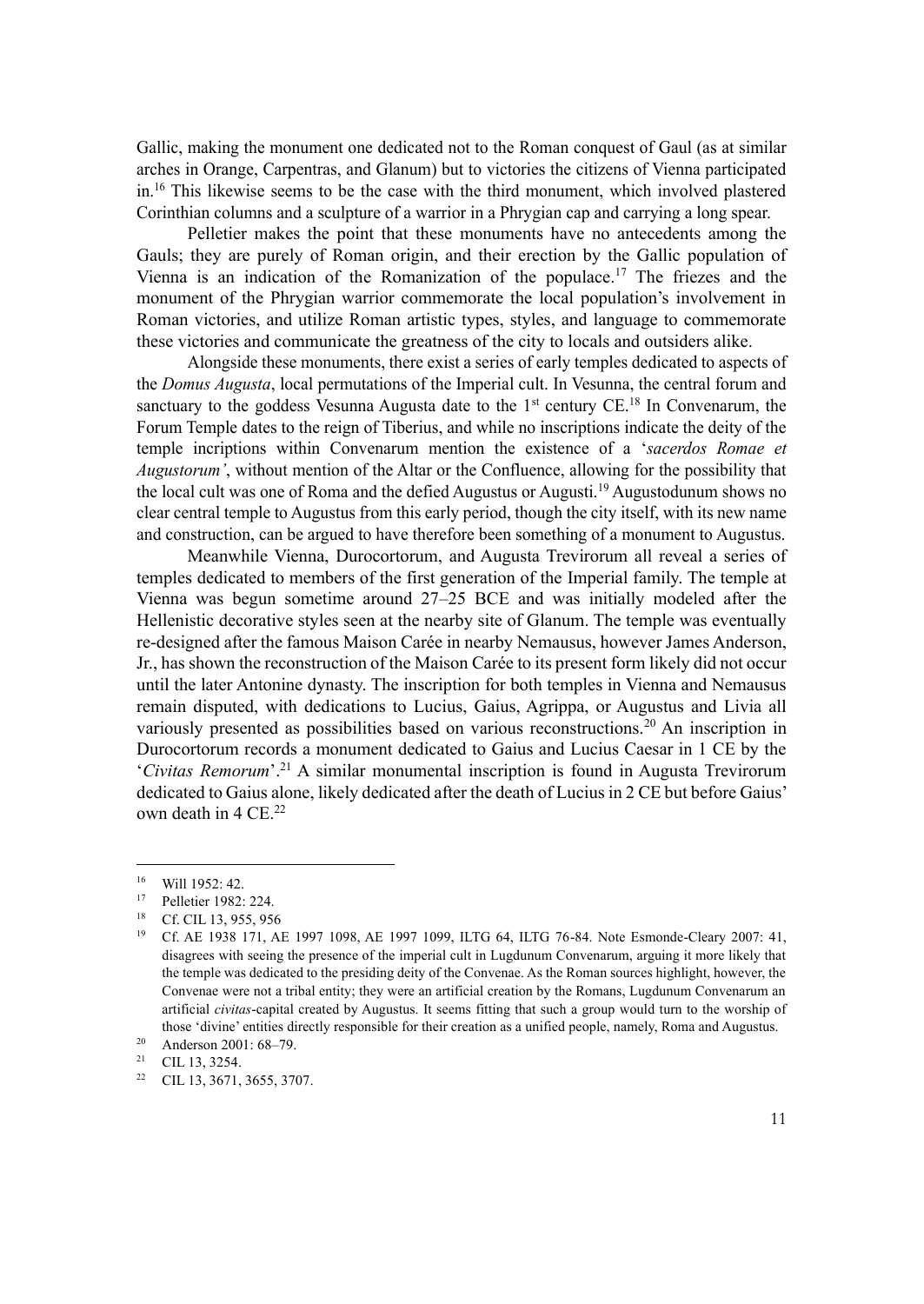Gallic, making the monument one dedicated not to the Roman conquest of Gaul (as at similar arches in Orange, Carpentras, and Glanum) but to victories the citizens of Vienna participated in.[16] This likewise seems to be the case with the third monument, which involved plastered Corinthian columns and a sculpture of a warrior in a Phrygian cap and carrying a long spear.

Pelletier makes the point that these monuments have no antecedents among the Gauls; they are purely of Roman origin, and their erection by the Gallic population of Vienna is an indication of the Romanization of the populace.[17] The friezes and the monument of the Phrygian warrior commemorate the local population's involvement in Roman victories, and utilize Roman artistic types, styles, and language to commemorate these victories and communicate the greatness of the city to locals and outsiders alike.

Alongside these monuments, there exist a series of early temples dedicated to aspects of the *Domus Augusta*, local permutations of the Imperial cult. In Vesunna, the central forum and sanctuary to the goddess Vesunna Augusta date to the 1st century CE.[18] In Convenarum, the Forum Temple dates to the reign of Tiberius, and while no inscriptions indicate the deity of the temple incriptions within Convenarum mention the existence of a '*sacerdos Romae et Augustorum'*, without mention of the Altar or the Confluence, allowing for the possibility that the local cult was one of Roma and the defied Augustus or Augusti.[19] Augustodunum shows no clear central temple to Augustus from this early period, though the city itself, with its new name and construction, can be argued to have therefore been something of a monument to Augustus.

Meanwhile Vienna, Durocortorum, and Augusta Trevirorum all reveal a series of temples dedicated to members of the first generation of the Imperial family. The temple at Vienna was begun sometime around 27–25 BCE and was initially modeled after the Hellenistic decorative styles seen at the nearby site of Glanum. The temple was eventually re-designed after the famous Maison Carée in nearby Nemausus, however James Anderson, Jr., has shown the reconstruction of the Maison Carée to its present form likely did not occur until the later Antonine dynasty. The inscription for both temples in Vienna and Nemausus remain disputed, with dedications to Lucius, Gaius, Agrippa, or Augustus and Livia all variously presented as possibilities based on various reconstructions.[20] An inscription in Durocortorum records a monument dedicated to Gaius and Lucius Caesar in 1 CE by the '*Civitas Remorum*'.[21] A similar monumental inscription is found in Augusta Trevirorum dedicated to Gaius alone, likely dedicated after the death of Lucius in 2 CE but before Gaius' own death in 4 CE.[22]

---

16 Will 1952: 42.

17 Pelletier 1982: 224.

18 Cf. CIL 13, 955, 956

19 Cf. AE 1938 171, AE 1997 1098, AE 1997 1099, ILTG 64, ILTG 76-84. Note Esmonde-Cleary 2007: 41, disagrees with seeing the presence of the imperial cult in Lugdunum Convenarum, arguing it more likely that the temple was dedicated to the presiding deity of the Convenae. As the Roman sources highlight, however, the Convenae were not a tribal entity; they were an artificial creation by the Romans, Lugdunum Convenarum an artificial *civitas*-capital created by Augustus. It seems fitting that such a group would turn to the worship of those 'divine' entities directly responsible for their creation as a unified people, namely, Roma and Augustus.

20 Anderson 2001: 68–79.

21 CIL 13, 3254.

22 CIL 13, 3671, 3655, 3707.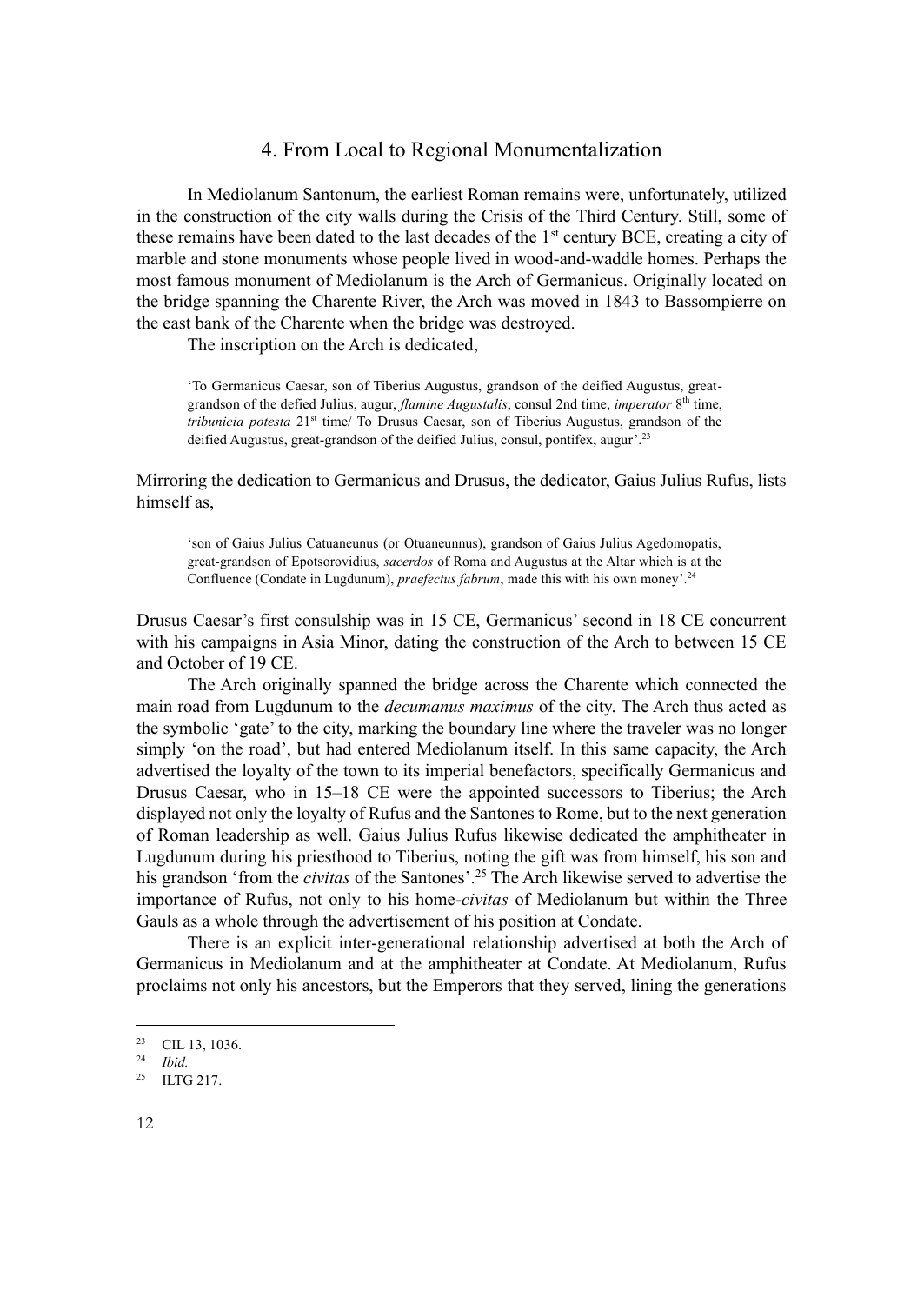## 4. From Local to Regional Monumentalization

In Mediolanum Santonum, the earliest Roman remains were, unfortunately, utilized in the construction of the city walls during the Crisis of the Third Century. Still, some of these remains have been dated to the last decades of the 1st century BCE, creating a city of marble and stone monuments whose people lived in wood-and-waddle homes. Perhaps the most famous monument of Mediolanum is the Arch of Germanicus. Originally located on the bridge spanning the Charente River, the Arch was moved in 1843 to Bassompierre on the east bank of the Charente when the bridge was destroyed.

The inscription on the Arch is dedicated,

> 'To Germanicus Caesar, son of Tiberius Augustus, grandson of the deified Augustus, great-grandson of the defied Julius, augur, *flamine Augustalis*, consul 2nd time, *imperator* 8th time, *tribunicia potesta* 21st time/ To Drusus Caesar, son of Tiberius Augustus, grandson of the deified Augustus, great-grandson of the deified Julius, consul, pontifex, augur'.[23]

Mirroring the dedication to Germanicus and Drusus, the dedicator, Gaius Julius Rufus, lists himself as,

> 'son of Gaius Julius Catuaneunus (or Otuaneunnus), grandson of Gaius Julius Agedomopatis, great-grandson of Epotsorovidius, *sacerdos* of Roma and Augustus at the Altar which is at the Confluence (Condate in Lugdunum), *praefectus fabrum*, made this with his own money'.[24]

Drusus Caesar's first consulship was in 15 CE, Germanicus' second in 18 CE concurrent with his campaigns in Asia Minor, dating the construction of the Arch to between 15 CE and October of 19 CE.

The Arch originally spanned the bridge across the Charente which connected the main road from Lugdunum to the *decumanus maximus* of the city. The Arch thus acted as the symbolic 'gate' to the city, marking the boundary line where the traveler was no longer simply 'on the road', but had entered Mediolanum itself. In this same capacity, the Arch advertised the loyalty of the town to its imperial benefactors, specifically Germanicus and Drusus Caesar, who in 15–18 CE were the appointed successors to Tiberius; the Arch displayed not only the loyalty of Rufus and the Santones to Rome, but to the next generation of Roman leadership as well. Gaius Julius Rufus likewise dedicated the amphitheater in Lugdunum during his priesthood to Tiberius, noting the gift was from himself, his son and his grandson 'from the *civitas* of the Santones'.[25] The Arch likewise served to advertise the importance of Rufus, not only to his home-*civitas* of Mediolanum but within the Three Gauls as a whole through the advertisement of his position at Condate.

There is an explicit inter-generational relationship advertised at both the Arch of Germanicus in Mediolanum and at the amphitheater at Condate. At Mediolanum, Rufus proclaims not only his ancestors, but the Emperors that they served, lining the generations

---

[23] CIL 13, 1036.

[24] *Ibid.*

[25] ILTG 217.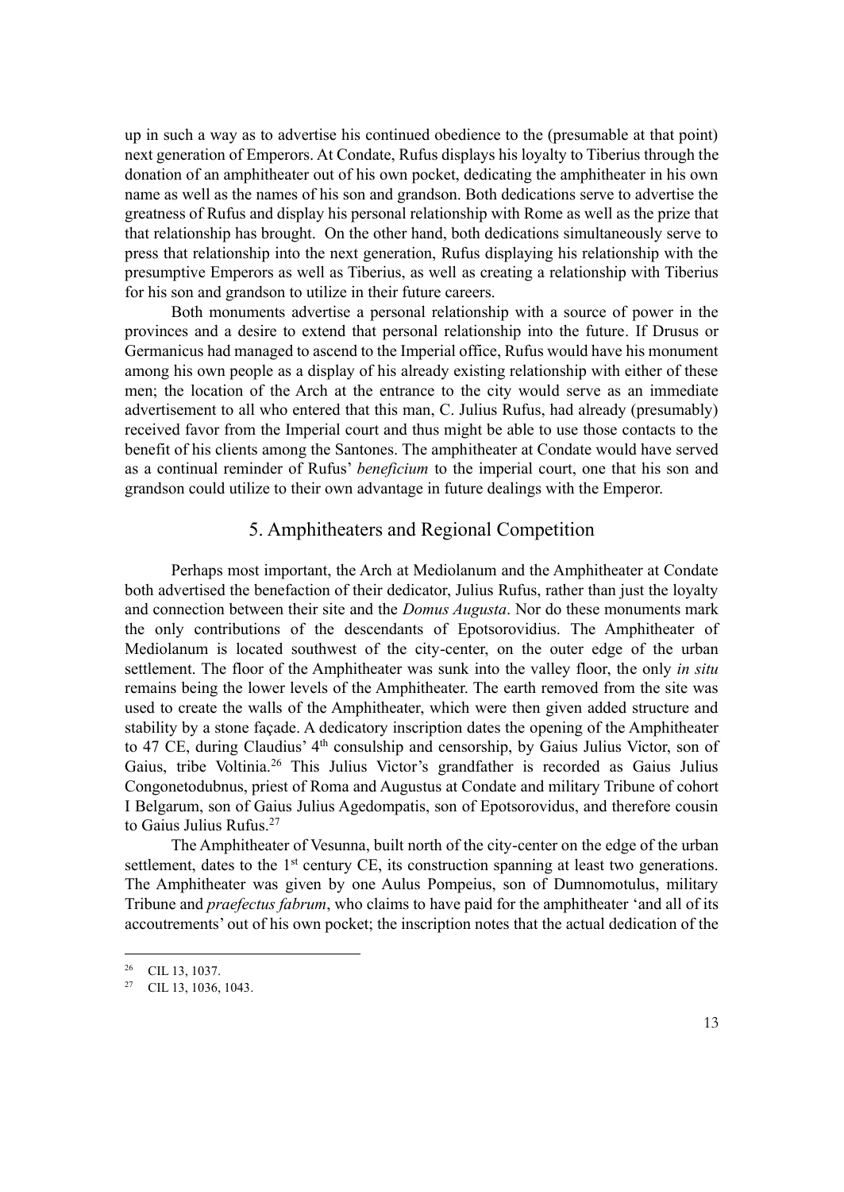up in such a way as to advertise his continued obedience to the (presumable at that point) next generation of Emperors. At Condate, Rufus displays his loyalty to Tiberius through the donation of an amphitheater out of his own pocket, dedicating the amphitheater in his own name as well as the names of his son and grandson. Both dedications serve to advertise the greatness of Rufus and display his personal relationship with Rome as well as the prize that that relationship has brought. On the other hand, both dedications simultaneously serve to press that relationship into the next generation, Rufus displaying his relationship with the presumptive Emperors as well as Tiberius, as well as creating a relationship with Tiberius for his son and grandson to utilize in their future careers.

Both monuments advertise a personal relationship with a source of power in the provinces and a desire to extend that personal relationship into the future. If Drusus or Germanicus had managed to ascend to the Imperial office, Rufus would have his monument among his own people as a display of his already existing relationship with either of these men; the location of the Arch at the entrance to the city would serve as an immediate advertisement to all who entered that this man, C. Julius Rufus, had already (presumably) received favor from the Imperial court and thus might be able to use those contacts to the benefit of his clients among the Santones. The amphitheater at Condate would have served as a continual reminder of Rufus' *beneficium* to the imperial court, one that his son and grandson could utilize to their own advantage in future dealings with the Emperor.

## 5. Amphitheaters and Regional Competition

Perhaps most important, the Arch at Mediolanum and the Amphitheater at Condate both advertised the benefaction of their dedicator, Julius Rufus, rather than just the loyalty and connection between their site and the *Domus Augusta*. Nor do these monuments mark the only contributions of the descendants of Epotsorovidius. The Amphitheater of Mediolanum is located southwest of the city-center, on the outer edge of the urban settlement. The floor of the Amphitheater was sunk into the valley floor, the only *in situ* remains being the lower levels of the Amphitheater. The earth removed from the site was used to create the walls of the Amphitheater, which were then given added structure and stability by a stone façade. A dedicatory inscription dates the opening of the Amphitheater to 47 CE, during Claudius' 4th consulship and censorship, by Gaius Julius Victor, son of Gaius, tribe Voltinia.[26] This Julius Victor's grandfather is recorded as Gaius Julius Congonetodubnus, priest of Roma and Augustus at Condate and military Tribune of cohort I Belgarum, son of Gaius Julius Agedompatis, son of Epotsorovidus, and therefore cousin to Gaius Julius Rufus.[27]

The Amphitheater of Vesunna, built north of the city-center on the edge of the urban settlement, dates to the 1st century CE, its construction spanning at least two generations. The Amphitheater was given by one Aulus Pompeius, son of Dumnomotulus, military Tribune and *praefectus fabrum*, who claims to have paid for the amphitheater 'and all of its accoutrements' out of his own pocket; the inscription notes that the actual dedication of the

[26] CIL 13, 1037.

[27] CIL 13, 1036, 1043.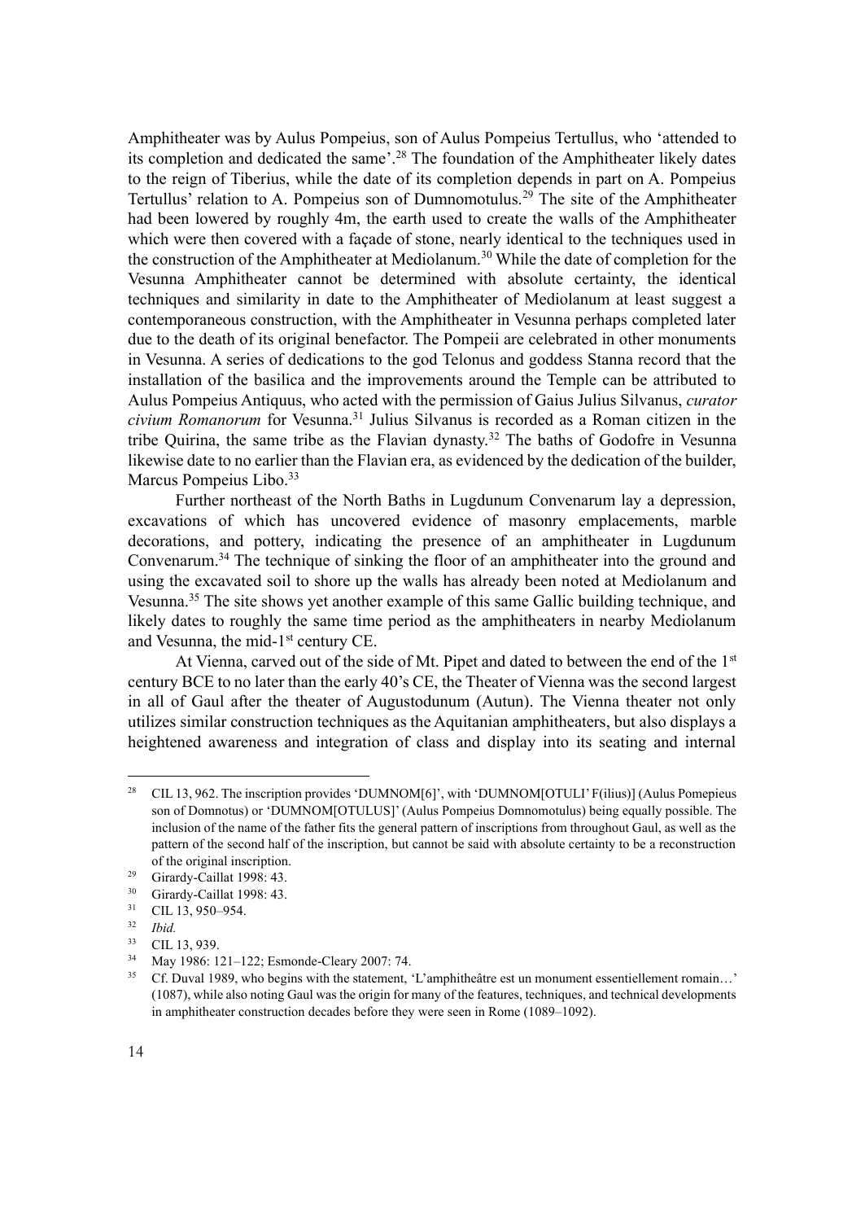Amphitheater was by Aulus Pompeius, son of Aulus Pompeius Tertullus, who 'attended to its completion and dedicated the same'.[28] The foundation of the Amphitheater likely dates to the reign of Tiberius, while the date of its completion depends in part on A. Pompeius Tertullus' relation to A. Pompeius son of Dumnomotulus.[29] The site of the Amphitheater had been lowered by roughly 4m, the earth used to create the walls of the Amphitheater which were then covered with a façade of stone, nearly identical to the techniques used in the construction of the Amphitheater at Mediolanum.[30] While the date of completion for the Vesunna Amphitheater cannot be determined with absolute certainty, the identical techniques and similarity in date to the Amphitheater of Mediolanum at least suggest a contemporaneous construction, with the Amphitheater in Vesunna perhaps completed later due to the death of its original benefactor. The Pompeii are celebrated in other monuments in Vesunna. A series of dedications to the god Telonus and goddess Stanna record that the installation of the basilica and the improvements around the Temple can be attributed to Aulus Pompeius Antiquus, who acted with the permission of Gaius Julius Silvanus, *curator civium Romanorum* for Vesunna.[31] Julius Silvanus is recorded as a Roman citizen in the tribe Quirina, the same tribe as the Flavian dynasty.[32] The baths of Godofre in Vesunna likewise date to no earlier than the Flavian era, as evidenced by the dedication of the builder, Marcus Pompeius Libo.[33]

Further northeast of the North Baths in Lugdunum Convenarum lay a depression, excavations of which has uncovered evidence of masonry emplacements, marble decorations, and pottery, indicating the presence of an amphitheater in Lugdunum Convenarum.[34] The technique of sinking the floor of an amphitheater into the ground and using the excavated soil to shore up the walls has already been noted at Mediolanum and Vesunna.[35] The site shows yet another example of this same Gallic building technique, and likely dates to roughly the same time period as the amphitheaters in nearby Mediolanum and Vesunna, the mid-1st century CE.

At Vienna, carved out of the side of Mt. Pipet and dated to between the end of the 1st century BCE to no later than the early 40's CE, the Theater of Vienna was the second largest in all of Gaul after the theater of Augustodunum (Autun). The Vienna theater not only utilizes similar construction techniques as the Aquitanian amphitheaters, but also displays a heightened awareness and integration of class and display into its seating and internal

---

[28] CIL 13, 962. The inscription provides 'DUMNOM[6]', with 'DUMNOM[OTULI' F(ilius)] (Aulus Pomepieus son of Domnotus) or 'DUMNOM[OTULUS]' (Aulus Pompeius Domnomotulus) being equally possible. The inclusion of the name of the father fits the general pattern of inscriptions from throughout Gaul, as well as the pattern of the second half of the inscription, but cannot be said with absolute certainty to be a reconstruction of the original inscription.

[29] Girardy-Caillat 1998: 43.

[30] Girardy-Caillat 1998: 43.

[31] CIL 13, 950–954.

[32] *Ibid.*

[33] CIL 13, 939.

[34] May 1986: 121–122; Esmonde-Cleary 2007: 74.

[35] Cf. Duval 1989, who begins with the statement, 'L'amphitheâtre est un monument essentiellement romain…' (1087), while also noting Gaul was the origin for many of the features, techniques, and technical developments in amphitheater construction decades before they were seen in Rome (1089–1092).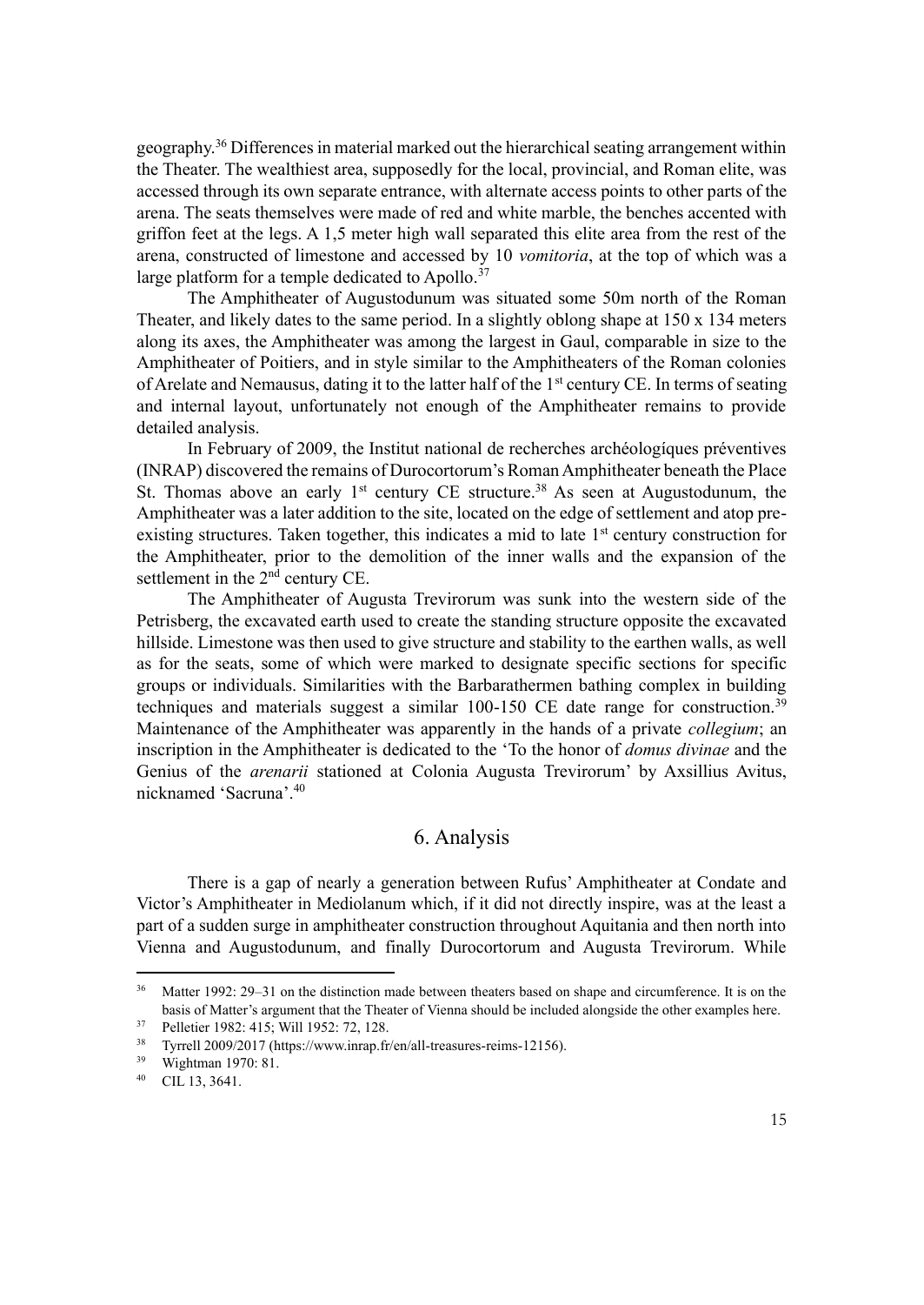geography.[36] Differences in material marked out the hierarchical seating arrangement within the Theater. The wealthiest area, supposedly for the local, provincial, and Roman elite, was accessed through its own separate entrance, with alternate access points to other parts of the arena. The seats themselves were made of red and white marble, the benches accented with griffon feet at the legs. A 1,5 meter high wall separated this elite area from the rest of the arena, constructed of limestone and accessed by 10 *vomitoria*, at the top of which was a large platform for a temple dedicated to Apollo.[37]

The Amphitheater of Augustodunum was situated some 50m north of the Roman Theater, and likely dates to the same period. In a slightly oblong shape at 150 x 134 meters along its axes, the Amphitheater was among the largest in Gaul, comparable in size to the Amphitheater of Poitiers, and in style similar to the Amphitheaters of the Roman colonies of Arelate and Nemausus, dating it to the latter half of the 1st century CE. In terms of seating and internal layout, unfortunately not enough of the Amphitheater remains to provide detailed analysis.

In February of 2009, the Institut national de recherches archéologíques préventives (INRAP) discovered the remains of Durocortorum's Roman Amphitheater beneath the Place St. Thomas above an early 1st century CE structure.[38] As seen at Augustodunum, the Amphitheater was a later addition to the site, located on the edge of settlement and atop pre-existing structures. Taken together, this indicates a mid to late 1st century construction for the Amphitheater, prior to the demolition of the inner walls and the expansion of the settlement in the 2nd century CE.

The Amphitheater of Augusta Trevirorum was sunk into the western side of the Petrisberg, the excavated earth used to create the standing structure opposite the excavated hillside. Limestone was then used to give structure and stability to the earthen walls, as well as for the seats, some of which were marked to designate specific sections for specific groups or individuals. Similarities with the Barbarathermen bathing complex in building techniques and materials suggest a similar 100-150 CE date range for construction.[39] Maintenance of the Amphitheater was apparently in the hands of a private *collegium*; an inscription in the Amphitheater is dedicated to the 'To the honor of *domus divinae* and the Genius of the *arenarii* stationed at Colonia Augusta Trevirorum' by Axsillius Avitus, nicknamed 'Sacruna'.[40]

## 6. Analysis

There is a gap of nearly a generation between Rufus' Amphitheater at Condate and Victor's Amphitheater in Mediolanum which, if it did not directly inspire, was at the least a part of a sudden surge in amphitheater construction throughout Aquitania and then north into Vienna and Augustodunum, and finally Durocortorum and Augusta Trevirorum. While

---

[36] Matter 1992: 29–31 on the distinction made between theaters based on shape and circumference. It is on the basis of Matter's argument that the Theater of Vienna should be included alongside the other examples here.

[37] Pelletier 1982: 415; Will 1952: 72, 128.

[38] Tyrrell 2009/2017 (https://www.inrap.fr/en/all-treasures-reims-12156).

[39] Wightman 1970: 81.

[40] CIL 13, 3641.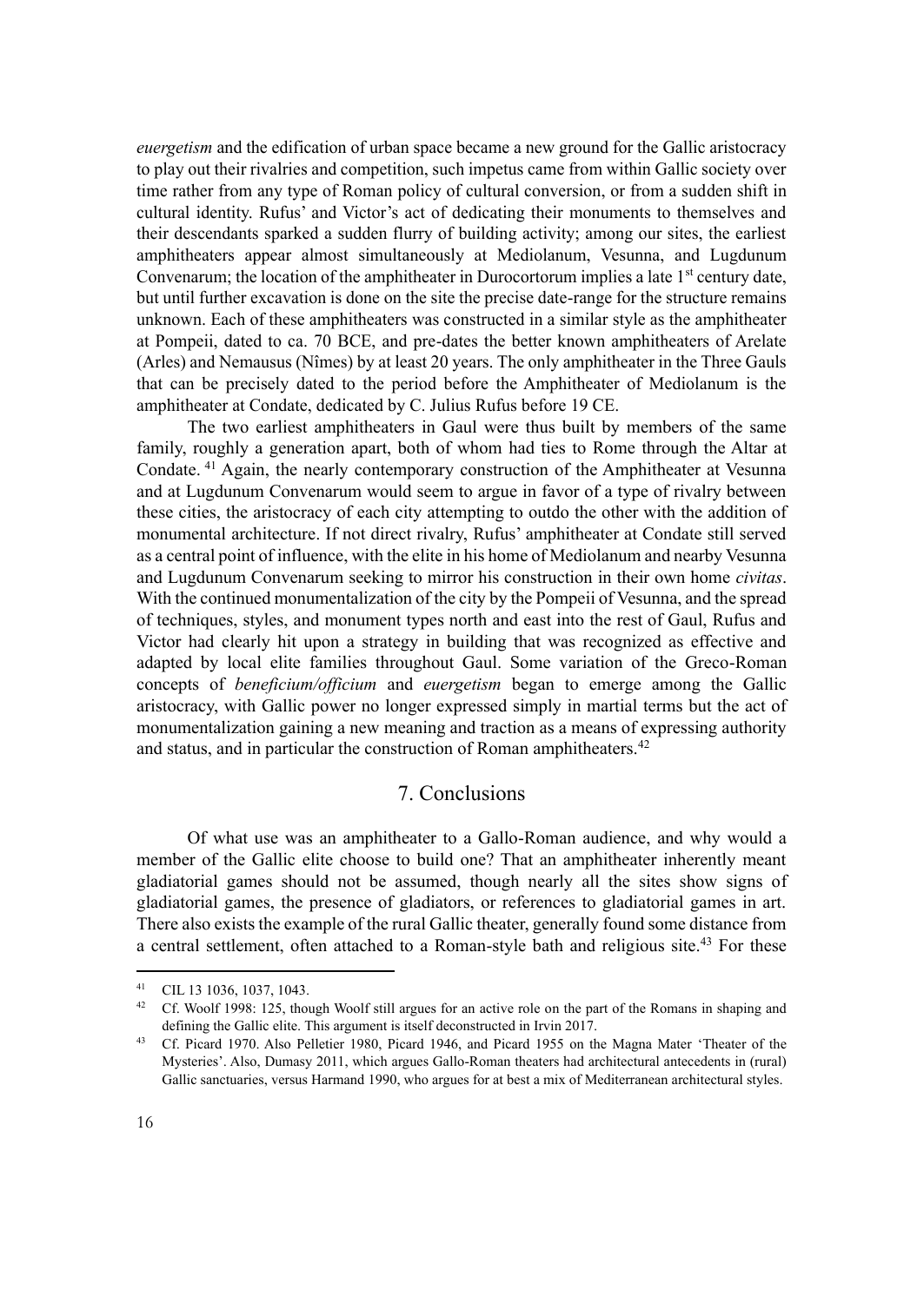*euergetism* and the edification of urban space became a new ground for the Gallic aristocracy to play out their rivalries and competition, such impetus came from within Gallic society over time rather from any type of Roman policy of cultural conversion, or from a sudden shift in cultural identity. Rufus' and Victor's act of dedicating their monuments to themselves and their descendants sparked a sudden flurry of building activity; among our sites, the earliest amphitheaters appear almost simultaneously at Mediolanum, Vesunna, and Lugdunum Convenarum; the location of the amphitheater in Durocortorum implies a late 1st century date, but until further excavation is done on the site the precise date-range for the structure remains unknown. Each of these amphitheaters was constructed in a similar style as the amphitheater at Pompeii, dated to ca. 70 BCE, and pre-dates the better known amphitheaters of Arelate (Arles) and Nemausus (Nîmes) by at least 20 years. The only amphitheater in the Three Gauls that can be precisely dated to the period before the Amphitheater of Mediolanum is the amphitheater at Condate, dedicated by C. Julius Rufus before 19 CE.

The two earliest amphitheaters in Gaul were thus built by members of the same family, roughly a generation apart, both of whom had ties to Rome through the Altar at Condate. [41] Again, the nearly contemporary construction of the Amphitheater at Vesunna and at Lugdunum Convenarum would seem to argue in favor of a type of rivalry between these cities, the aristocracy of each city attempting to outdo the other with the addition of monumental architecture. If not direct rivalry, Rufus' amphitheater at Condate still served as a central point of influence, with the elite in his home of Mediolanum and nearby Vesunna and Lugdunum Convenarum seeking to mirror his construction in their own home *civitas*. With the continued monumentalization of the city by the Pompeii of Vesunna, and the spread of techniques, styles, and monument types north and east into the rest of Gaul, Rufus and Victor had clearly hit upon a strategy in building that was recognized as effective and adapted by local elite families throughout Gaul. Some variation of the Greco-Roman concepts of *beneficium/officium* and *euergetism* began to emerge among the Gallic aristocracy, with Gallic power no longer expressed simply in martial terms but the act of monumentalization gaining a new meaning and traction as a means of expressing authority and status, and in particular the construction of Roman amphitheaters.[42]

## 7. Conclusions

Of what use was an amphitheater to a Gallo-Roman audience, and why would a member of the Gallic elite choose to build one? That an amphitheater inherently meant gladiatorial games should not be assumed, though nearly all the sites show signs of gladiatorial games, the presence of gladiators, or references to gladiatorial games in art. There also exists the example of the rural Gallic theater, generally found some distance from a central settlement, often attached to a Roman-style bath and religious site.[43] For these

---

[41] CIL 13 1036, 1037, 1043.

[42] Cf. Woolf 1998: 125, though Woolf still argues for an active role on the part of the Romans in shaping and defining the Gallic elite. This argument is itself deconstructed in Irvin 2017.

[43] Cf. Picard 1970. Also Pelletier 1980, Picard 1946, and Picard 1955 on the Magna Mater 'Theater of the Mysteries'. Also, Dumasy 2011, which argues Gallo-Roman theaters had architectural antecedents in (rural) Gallic sanctuaries, versus Harmand 1990, who argues for at best a mix of Mediterranean architectural styles.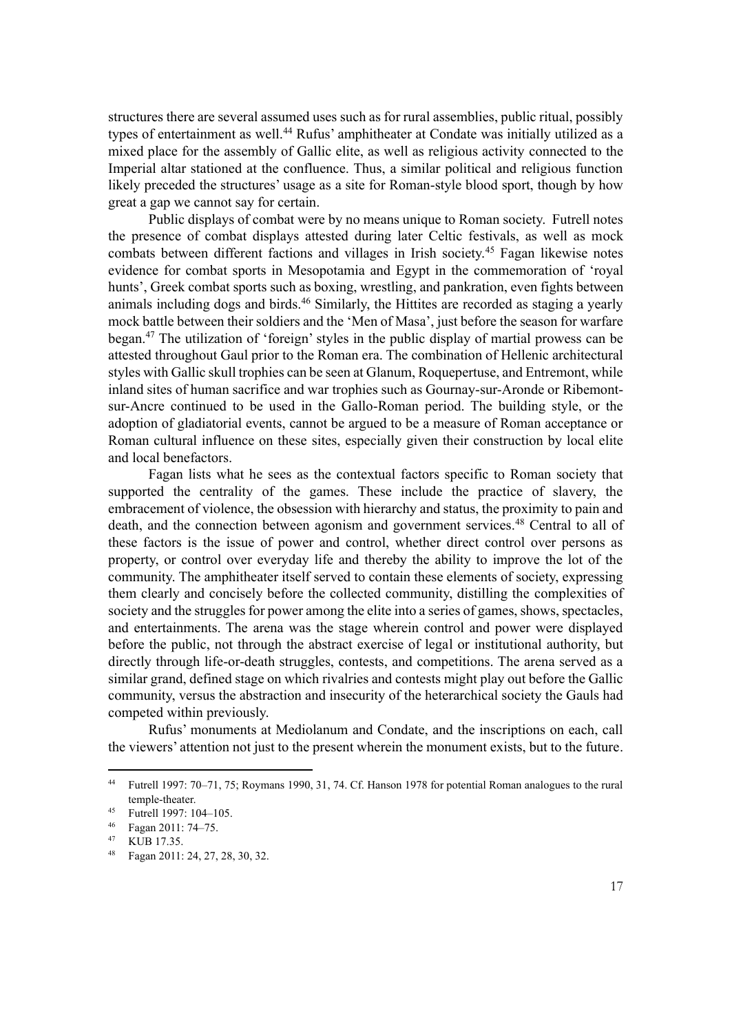structures there are several assumed uses such as for rural assemblies, public ritual, possibly types of entertainment as well.[44] Rufus' amphitheater at Condate was initially utilized as a mixed place for the assembly of Gallic elite, as well as religious activity connected to the Imperial altar stationed at the confluence. Thus, a similar political and religious function likely preceded the structures' usage as a site for Roman-style blood sport, though by how great a gap we cannot say for certain.

Public displays of combat were by no means unique to Roman society. Futrell notes the presence of combat displays attested during later Celtic festivals, as well as mock combats between different factions and villages in Irish society.[45] Fagan likewise notes evidence for combat sports in Mesopotamia and Egypt in the commemoration of 'royal hunts', Greek combat sports such as boxing, wrestling, and pankration, even fights between animals including dogs and birds.[46] Similarly, the Hittites are recorded as staging a yearly mock battle between their soldiers and the 'Men of Masa', just before the season for warfare began.[47] The utilization of 'foreign' styles in the public display of martial prowess can be attested throughout Gaul prior to the Roman era. The combination of Hellenic architectural styles with Gallic skull trophies can be seen at Glanum, Roquepertuse, and Entremont, while inland sites of human sacrifice and war trophies such as Gournay-sur-Aronde or Ribemont-sur-Ancre continued to be used in the Gallo-Roman period. The building style, or the adoption of gladiatorial events, cannot be argued to be a measure of Roman acceptance or Roman cultural influence on these sites, especially given their construction by local elite and local benefactors.

Fagan lists what he sees as the contextual factors specific to Roman society that supported the centrality of the games. These include the practice of slavery, the embracement of violence, the obsession with hierarchy and status, the proximity to pain and death, and the connection between agonism and government services.[48] Central to all of these factors is the issue of power and control, whether direct control over persons as property, or control over everyday life and thereby the ability to improve the lot of the community. The amphitheater itself served to contain these elements of society, expressing them clearly and concisely before the collected community, distilling the complexities of society and the struggles for power among the elite into a series of games, shows, spectacles, and entertainments. The arena was the stage wherein control and power were displayed before the public, not through the abstract exercise of legal or institutional authority, but directly through life-or-death struggles, contests, and competitions. The arena served as a similar grand, defined stage on which rivalries and contests might play out before the Gallic community, versus the abstraction and insecurity of the heterarchical society the Gauls had competed within previously.

Rufus' monuments at Mediolanum and Condate, and the inscriptions on each, call the viewers' attention not just to the present wherein the monument exists, but to the future.

---

[44] Futrell 1997: 70–71, 75; Roymans 1990, 31, 74. Cf. Hanson 1978 for potential Roman analogues to the rural temple-theater.

[45] Futrell 1997: 104–105.

[46] Fagan 2011: 74–75.

[47] KUB 17.35.

[48] Fagan 2011: 24, 27, 28, 30, 32.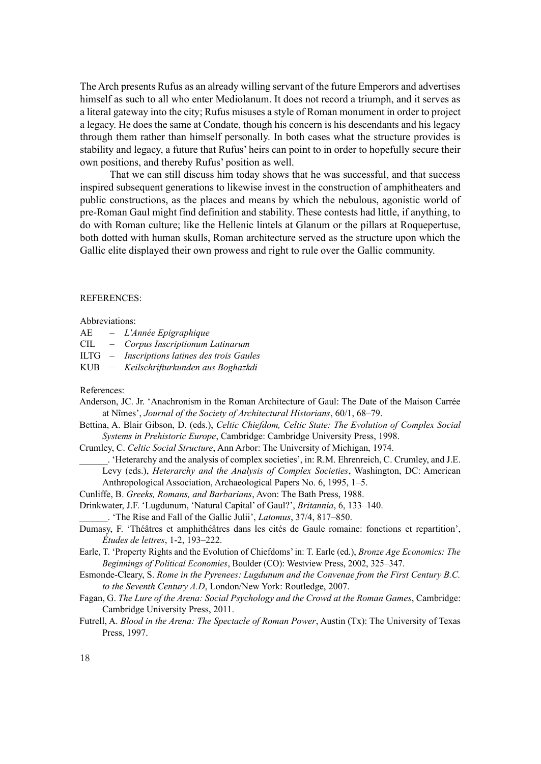The Arch presents Rufus as an already willing servant of the future Emperors and advertises himself as such to all who enter Mediolanum. It does not record a triumph, and it serves as a literal gateway into the city; Rufus misuses a style of Roman monument in order to project a legacy. He does the same at Condate, though his concern is his descendants and his legacy through them rather than himself personally. In both cases what the structure provides is stability and legacy, a future that Rufus' heirs can point to in order to hopefully secure their own positions, and thereby Rufus' position as well.

That we can still discuss him today shows that he was successful, and that success inspired subsequent generations to likewise invest in the construction of amphitheaters and public constructions, as the places and means by which the nebulous, agonistic world of pre-Roman Gaul might find definition and stability. These contests had little, if anything, to do with Roman culture; like the Hellenic lintels at Glanum or the pillars at Roquepertuse, both dotted with human skulls, Roman architecture served as the structure upon which the Gallic elite displayed their own prowess and right to rule over the Gallic community.

## REFERENCES:

Abbreviations:

AE – *L'Année Epigraphique*
CIL – *Corpus Inscriptionum Latinarum*
ILTG – *Inscriptions latines des trois Gaules*
KUB – *Keilschrifturkunden aus Boghazkdi*

References:

Anderson, JC. Jr. 'Anachronism in the Roman Architecture of Gaul: The Date of the Maison Carrée at Nîmes', *Journal of the Society of Architectural Historians*, 60/1, 68–79.

Bettina, A. Blair Gibson, D. (eds.), *Celtic Chiefdom, Celtic State: The Evolution of Complex Social Systems in Prehistoric Europe*, Cambridge: Cambridge University Press, 1998.

Crumley, C. *Celtic Social Structure*, Ann Arbor: The University of Michigan, 1974.

______. 'Heterarchy and the analysis of complex societies', in: R.M. Ehrenreich, C. Crumley, and J.E. Levy (eds.), *Heterarchy and the Analysis of Complex Societies*, Washington, DC: American Anthropological Association, Archaeological Papers No. 6, 1995, 1–5.

Cunliffe, B. *Greeks, Romans, and Barbarians*, Avon: The Bath Press, 1988.

Drinkwater, J.F. 'Lugdunum, 'Natural Capital' of Gaul?', *Britannia*, 6, 133–140.

______. 'The Rise and Fall of the Gallic Julii', *Latomus*, 37/4, 817–850.

Dumasy, F. 'Théâtres et amphithéâtres dans les cités de Gaule romaine: fonctions et repartition', *Études de lettres*, 1-2, 193–222.

Earle, T. 'Property Rights and the Evolution of Chiefdoms' in: T. Earle (ed.), *Bronze Age Economics: The Beginnings of Political Economies*, Boulder (CO): Westview Press, 2002, 325–347.

Esmonde-Cleary, S. *Rome in the Pyrenees: Lugdunum and the Convenae from the First Century B.C. to the Seventh Century A.D*, London/New York: Routledge, 2007.

Fagan, G. *The Lure of the Arena: Social Psychology and the Crowd at the Roman Games*, Cambridge: Cambridge University Press, 2011.

Futrell, A. *Blood in the Arena: The Spectacle of Roman Power*, Austin (Tx): The University of Texas Press, 1997.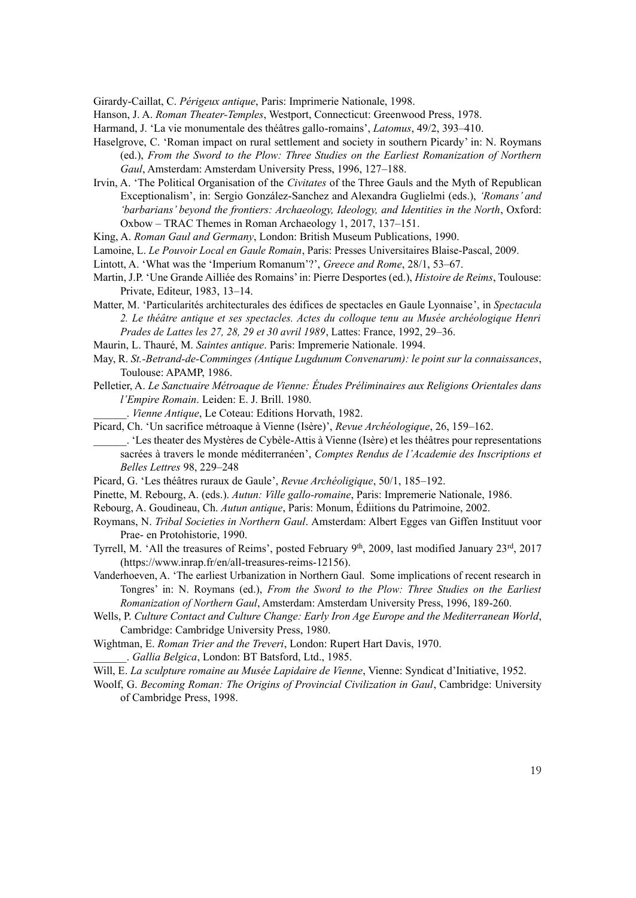Girardy-Caillat, C. *Périgeux antique*, Paris: Imprimerie Nationale, 1998.

Hanson, J. A. *Roman Theater-Temples*, Westport, Connecticut: Greenwood Press, 1978.

Harmand, J. 'La vie monumentale des théâtres gallo-romains', *Latomus*, 49/2, 393–410.

Haselgrove, C. 'Roman impact on rural settlement and society in southern Picardy' in: N. Roymans (ed.), *From the Sword to the Plow: Three Studies on the Earliest Romanization of Northern Gaul*, Amsterdam: Amsterdam University Press, 1996, 127–188.

Irvin, A. 'The Political Organisation of the *Civitates* of the Three Gauls and the Myth of Republican Exceptionalism', in: Sergio González-Sanchez and Alexandra Guglielmi (eds.), *'Romans' and 'barbarians' beyond the frontiers: Archaeology, Ideology, and Identities in the North*, Oxford: Oxbow – TRAC Themes in Roman Archaeology 1, 2017, 137–151.

King, A. *Roman Gaul and Germany*, London: British Museum Publications, 1990.

Lamoine, L. *Le Pouvoir Local en Gaule Romain*, Paris: Presses Universitaires Blaise-Pascal, 2009.

Lintott, A. 'What was the 'Imperium Romanum'?', *Greece and Rome*, 28/1, 53–67.

Martin, J.P. 'Une Grande Ailliée des Romains' in: Pierre Desportes (ed.), *Histoire de Reims*, Toulouse: Private, Editeur, 1983, 13–14.

Matter, M. 'Particularités architecturales des édifices de spectacles en Gaule Lyonnaise', in *Spectacula 2. Le théâtre antique et ses spectacles. Actes du colloque tenu au Musée archéologique Henri Prades de Lattes les 27, 28, 29 et 30 avril 1989*, Lattes: France, 1992, 29–36.

Maurin, L. Thauré, M. *Saintes antique*. Paris: Impremerie Nationale. 1994.

May, R. *St.-Betrand-de-Comminges (Antique Lugdunum Convenarum): le point sur la connaissances*, Toulouse: APAMP, 1986.

Pelletier, A. *Le Sanctuaire Métroaque de Vienne: Études Préliminaires aux Religions Orientales dans l'Empire Romain*. Leiden: E. J. Brill. 1980.

______. *Vienne Antique*, Le Coteau: Editions Horvath, 1982.

Picard, Ch. 'Un sacrifice métroaque à Vienne (Isère)', *Revue Archéologique*, 26, 159–162.

______. 'Les theater des Mystères de Cybèle-Attis à Vienne (Isère) et les théâtres pour representations sacrées à travers le monde méditerranéen', *Comptes Rendus de l'Academie des Inscriptions et Belles Lettres* 98, 229–248

Picard, G. 'Les théâtres ruraux de Gaule', *Revue Archéoligique*, 50/1, 185–192.

Pinette, M. Rebourg, A. (eds.). *Autun: Ville gallo-romaine*, Paris: Impremerie Nationale, 1986.

Rebourg, A. Goudineau, Ch. *Autun antique*, Paris: Monum, Édiitions du Patrimoine, 2002.

Roymans, N. *Tribal Societies in Northern Gaul*. Amsterdam: Albert Egges van Giffen Instituut voor Prae- en Protohistorie, 1990.

Tyrrell, M. 'All the treasures of Reims', posted February 9th, 2009, last modified January 23rd, 2017 (https://www.inrap.fr/en/all-treasures-reims-12156).

Vanderhoeven, A. 'The earliest Urbanization in Northern Gaul. Some implications of recent research in Tongres' in: N. Roymans (ed.), *From the Sword to the Plow: Three Studies on the Earliest Romanization of Northern Gaul*, Amsterdam: Amsterdam University Press, 1996, 189-260.

Wells, P. *Culture Contact and Culture Change: Early Iron Age Europe and the Mediterranean World*, Cambridge: Cambridge University Press, 1980.

Wightman, E. *Roman Trier and the Treveri*, London: Rupert Hart Davis, 1970.

______. *Gallia Belgica*, London: BT Batsford, Ltd., 1985.

Will, E. *La sculpture romaine au Musée Lapidaire de Vienne*, Vienne: Syndicat d'Initiative, 1952.

Woolf, G. *Becoming Roman: The Origins of Provincial Civilization in Gaul*, Cambridge: University of Cambridge Press, 1998.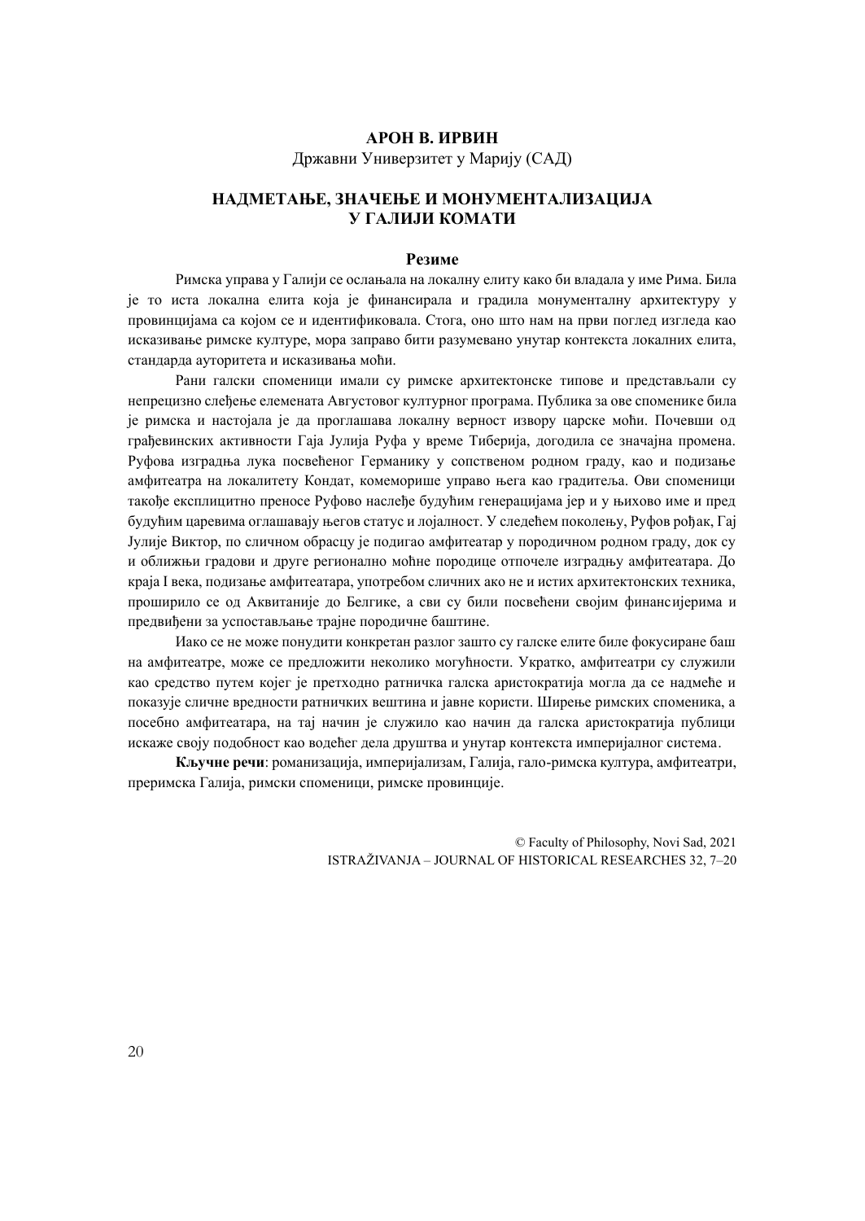**АРОН В. ИРВИН**

Државни Универзитет у Марију (САД)

## НАДМЕТАЊЕ, ЗНАЧЕЊЕ И МОНУМЕНТАЛИЗАЦИЈА У ГАЛИЈИ КОМАТИ

### Резиме

Римска управа у Галији се ослањала на локалну елиту како би владала у име Рима. Била је то иста локална елита која је финансирала и градила монументалну архитектуру у провинцијама са којом се и идентификовала. Стога, оно што нам на први поглед изгледа као исказивање римске културе, мора заправо бити разумевано унутар контекста локалних елита, стандарда ауторитета и исказивања моћи.

Рани галски споменици имали су римске архитектонске типове и представљали су непрецизно слеђење елемената Августовог културног програма. Публика за ове споменике била је римска и настојала је да проглашава локалну верност извору царске моћи. Почевши од грађевинских активности Гаја Јулија Руфа у време Тиберија, догодила се значајна промена. Руфова изградња лука посвећеног Германику у сопственом родном граду, као и подизање амфитеатра на локалитету Кондат, комеморише управо њега као градитеља. Ови споменици такође експлицитно преносе Руфово наслеђе будућим генерацијама јер и у њихово име и пред будућим царевима оглашавају његов статус и лојалност. У следећем поколењу, Руфов рођак, Гај Јулије Виктор, по сличном обрасцу је подигао амфитеатар у породичном родном граду, док су и оближњи градови и друге регионално моћне породице отпочеле изградњу амфитеатара. До краја I века, подизање амфитеатара, употребом сличних ако не и истих архитектонских техника, проширило се од Аквитаније до Белгике, а сви су били посвећени својим финансијерима и предвиђени за успостављање трајне породичне баштине.

Иако се не може понудити конкретан разлог зашто су галске елите биле фокусиране баш на амфитеатре, може се предложити неколико могућности. Укратко, амфитеатри су служили као средство путем којег је претходно ратничка галска аристократија могла да се надмеће и показује сличне вредности ратничких вештина и јавне користи. Ширење римских споменика, а посебно амфитеатара, на тај начин је служило као начин да галска аристократија публици искаже своју подобност као водећег дела друштва и унутар контекста империјалног система.

**Кључне речи**: романизација, империјализам, Галија, гало-римска култура, амфитеатри, преримска Галија, римски споменици, римске провинције.

© Faculty of Philosophy, Novi Sad, 2021
ISTRAŽIVANJA – JOURNAL OF HISTORICAL RESEARCHES 32, 7–20